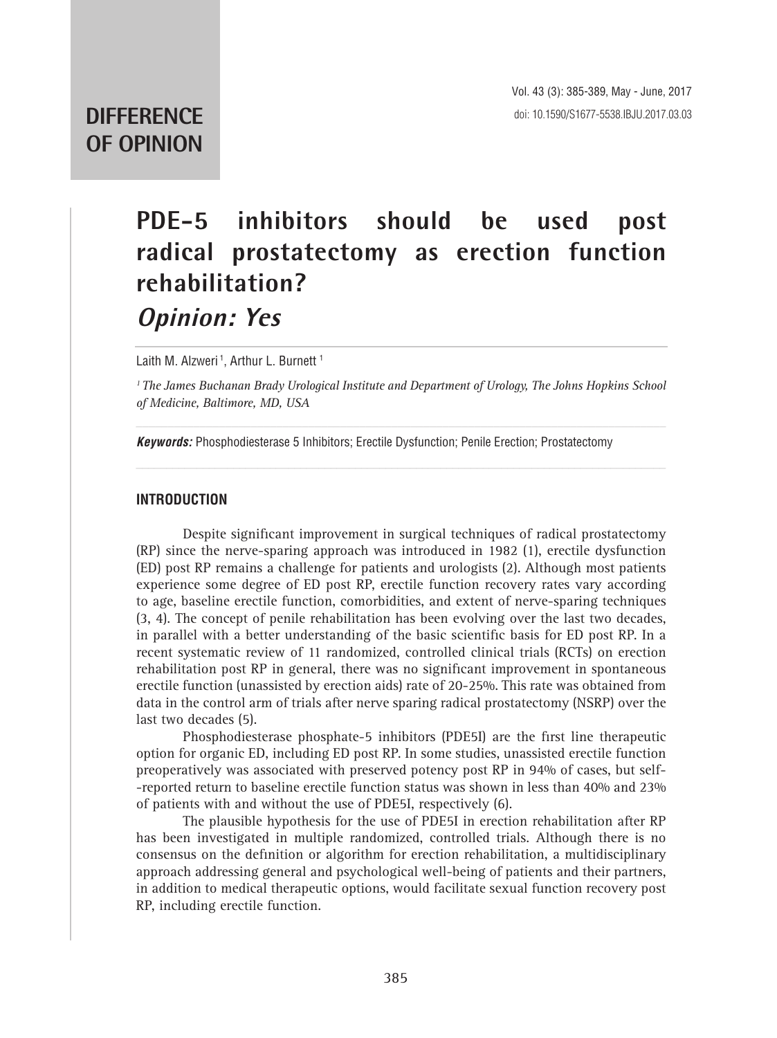DIFFERENCE OF OPINION

# PDE-5 inhibitors should be used post radical prostatectomy as erection function rehabilitation?

## *Opinion: Yes*

Laith M. Alzweri [1], Arthur L. Burnett [1]

[1] *The James Buchanan Brady Urological Institute and Department of Urology, The Johns Hopkins School of Medicine, Baltimore, MD, USA*

***Keywords:*** Phosphodiesterase 5 Inhibitors; Erectile Dysfunction; Penile Erection; Prostatectomy

### INTRODUCTION

Despite significant improvement in surgical techniques of radical prostatectomy (RP) since the nerve-sparing approach was introduced in 1982 (1), erectile dysfunction (ED) post RP remains a challenge for patients and urologists (2). Although most patients experience some degree of ED post RP, erectile function recovery rates vary according to age, baseline erectile function, comorbidities, and extent of nerve-sparing techniques (3, 4). The concept of penile rehabilitation has been evolving over the last two decades, in parallel with a better understanding of the basic scientific basis for ED post RP. In a recent systematic review of 11 randomized, controlled clinical trials (RCTs) on erection rehabilitation post RP in general, there was no significant improvement in spontaneous erectile function (unassisted by erection aids) rate of 20-25%. This rate was obtained from data in the control arm of trials after nerve sparing radical prostatectomy (NSRP) over the last two decades (5).

Phosphodiesterase phosphate-5 inhibitors (PDE5I) are the first line therapeutic option for organic ED, including ED post RP. In some studies, unassisted erectile function preoperatively was associated with preserved potency post RP in 94% of cases, but self-reported return to baseline erectile function status was shown in less than 40% and 23% of patients with and without the use of PDE5I, respectively (6).

The plausible hypothesis for the use of PDE5I in erection rehabilitation after RP has been investigated in multiple randomized, controlled trials. Although there is no consensus on the definition or algorithm for erection rehabilitation, a multidisciplinary approach addressing general and psychological well-being of patients and their partners, in addition to medical therapeutic options, would facilitate sexual function recovery post RP, including erectile function.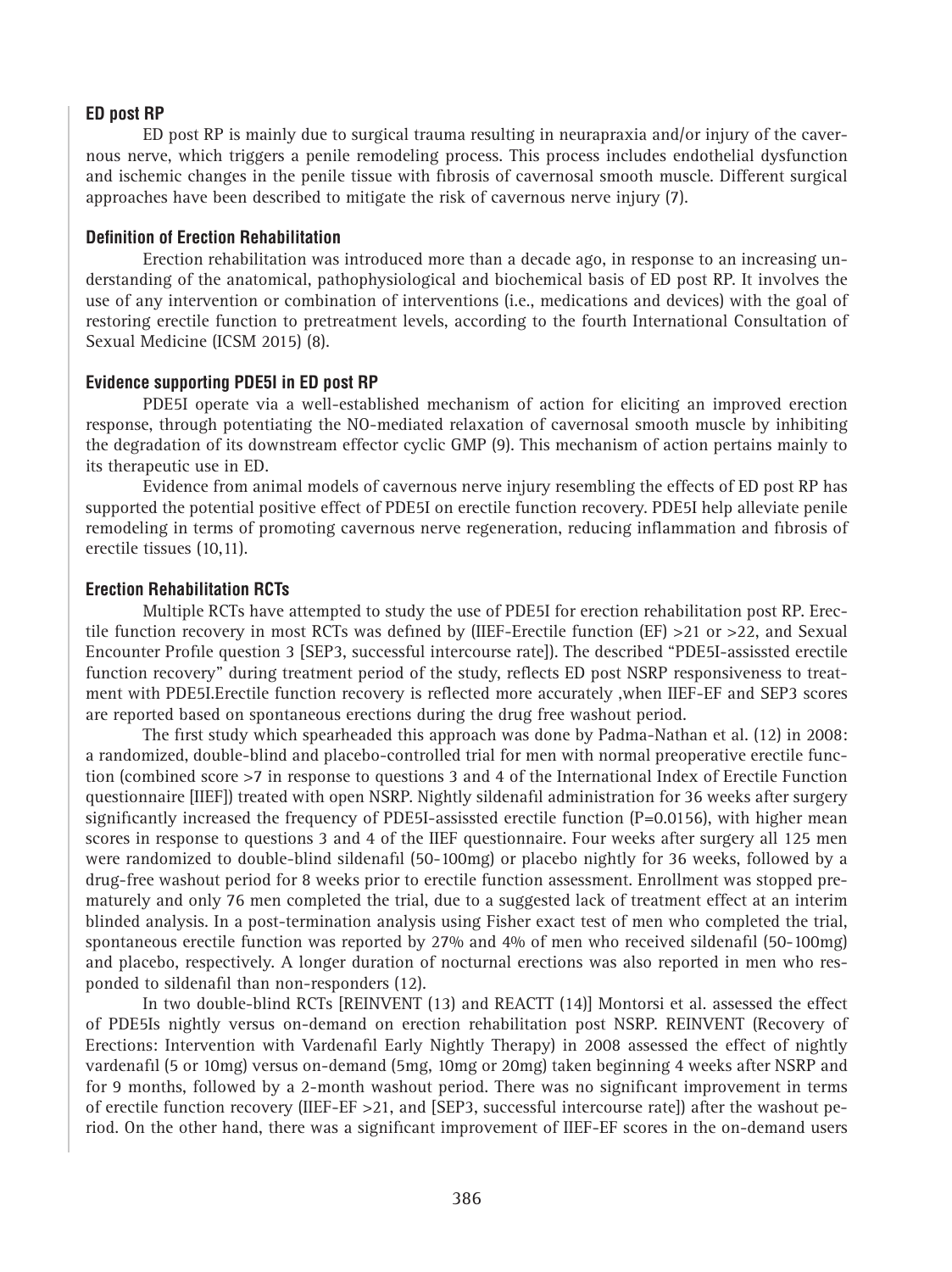### ED post RP

ED post RP is mainly due to surgical trauma resulting in neurapraxia and/or injury of the cavernous nerve, which triggers a penile remodeling process. This process includes endothelial dysfunction and ischemic changes in the penile tissue with fibrosis of cavernosal smooth muscle. Different surgical approaches have been described to mitigate the risk of cavernous nerve injury (7).

### Definition of Erection Rehabilitation

Erection rehabilitation was introduced more than a decade ago, in response to an increasing understanding of the anatomical, pathophysiological and biochemical basis of ED post RP. It involves the use of any intervention or combination of interventions (i.e., medications and devices) with the goal of restoring erectile function to pretreatment levels, according to the fourth International Consultation of Sexual Medicine (ICSM 2015) (8).

### Evidence supporting PDE5I in ED post RP

PDE5I operate via a well-established mechanism of action for eliciting an improved erection response, through potentiating the NO-mediated relaxation of cavernosal smooth muscle by inhibiting the degradation of its downstream effector cyclic GMP (9). This mechanism of action pertains mainly to its therapeutic use in ED.

Evidence from animal models of cavernous nerve injury resembling the effects of ED post RP has supported the potential positive effect of PDE5I on erectile function recovery. PDE5I help alleviate penile remodeling in terms of promoting cavernous nerve regeneration, reducing inflammation and fibrosis of erectile tissues (10,11).

### Erection Rehabilitation RCTs

Multiple RCTs have attempted to study the use of PDE5I for erection rehabilitation post RP. Erectile function recovery in most RCTs was defined by (IIEF-Erectile function (EF) >21 or >22, and Sexual Encounter Profile question 3 [SEP3, successful intercourse rate]). The described "PDE5I-assissted erectile function recovery" during treatment period of the study, reflects ED post NSRP responsiveness to treatment with PDE5I.Erectile function recovery is reflected more accurately ,when IIEF-EF and SEP3 scores are reported based on spontaneous erections during the drug free washout period.

The first study which spearheaded this approach was done by Padma-Nathan et al. (12) in 2008: a randomized, double-blind and placebo-controlled trial for men with normal preoperative erectile function (combined score >7 in response to questions 3 and 4 of the International Index of Erectile Function questionnaire [IIEF]) treated with open NSRP. Nightly sildenafil administration for 36 weeks after surgery significantly increased the frequency of PDE5I-assissted erectile function (P=0.0156), with higher mean scores in response to questions 3 and 4 of the IIEF questionnaire. Four weeks after surgery all 125 men were randomized to double-blind sildenafil (50-100mg) or placebo nightly for 36 weeks, followed by a drug-free washout period for 8 weeks prior to erectile function assessment. Enrollment was stopped prematurely and only 76 men completed the trial, due to a suggested lack of treatment effect at an interim blinded analysis. In a post-termination analysis using Fisher exact test of men who completed the trial, spontaneous erectile function was reported by 27% and 4% of men who received sildenafil (50-100mg) and placebo, respectively. A longer duration of nocturnal erections was also reported in men who responded to sildenafil than non-responders (12).

In two double-blind RCTs [REINVENT (13) and REACTT (14)] Montorsi et al. assessed the effect of PDE5Is nightly versus on-demand on erection rehabilitation post NSRP. REINVENT (Recovery of Erections: Intervention with Vardenafil Early Nightly Therapy) in 2008 assessed the effect of nightly vardenafil (5 or 10mg) versus on-demand (5mg, 10mg or 20mg) taken beginning 4 weeks after NSRP and for 9 months, followed by a 2-month washout period. There was no significant improvement in terms of erectile function recovery (IIEF-EF >21, and [SEP3, successful intercourse rate]) after the washout period. On the other hand, there was a significant improvement of IIEF-EF scores in the on-demand users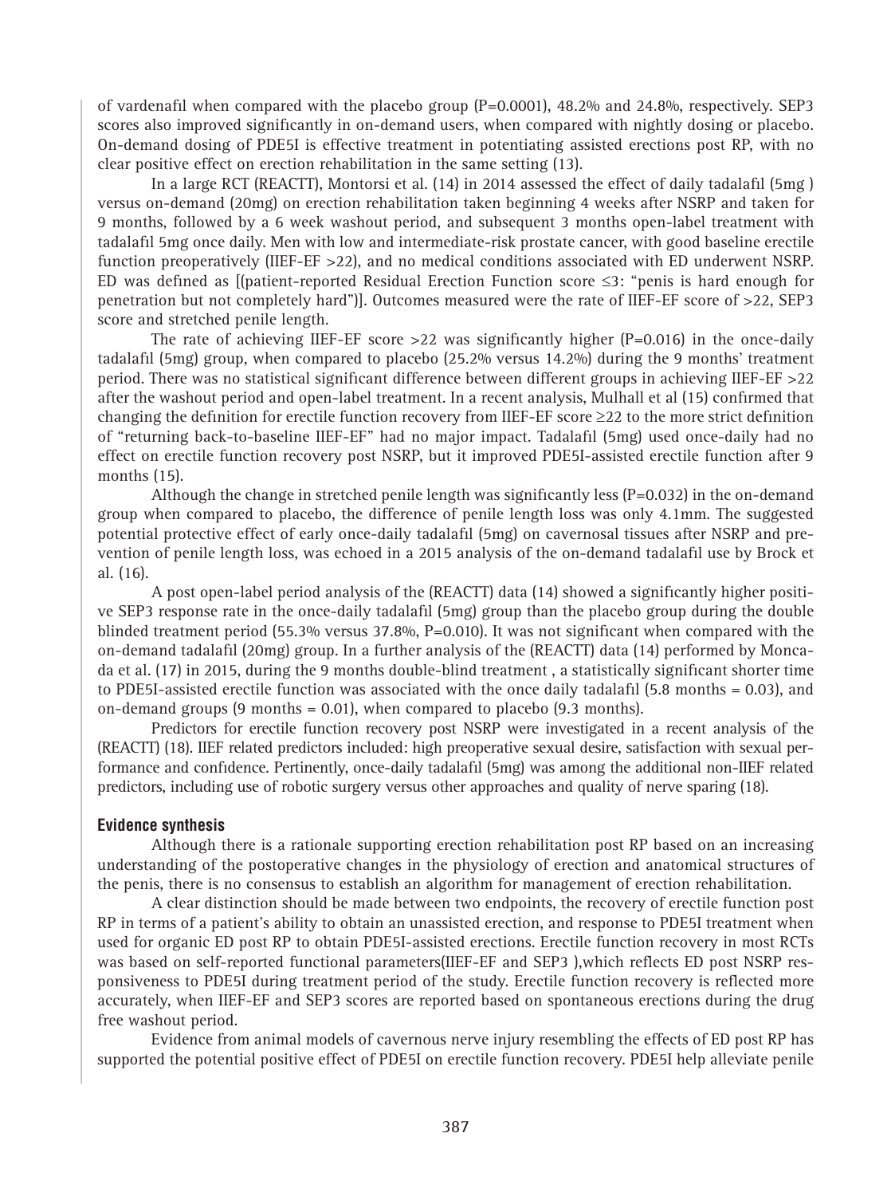of vardenafil when compared with the placebo group (P=0.0001), 48.2% and 24.8%, respectively. SEP3 scores also improved significantly in on-demand users, when compared with nightly dosing or placebo. On-demand dosing of PDE5I is effective treatment in potentiating assisted erections post RP, with no clear positive effect on erection rehabilitation in the same setting (13).

In a large RCT (REACTT), Montorsi et al. (14) in 2014 assessed the effect of daily tadalafil (5mg ) versus on-demand (20mg) on erection rehabilitation taken beginning 4 weeks after NSRP and taken for 9 months, followed by a 6 week washout period, and subsequent 3 months open-label treatment with tadalafil 5mg once daily. Men with low and intermediate-risk prostate cancer, with good baseline erectile function preoperatively (IIEF-EF >22), and no medical conditions associated with ED underwent NSRP. ED was defined as [(patient-reported Residual Erection Function score ≤3: "penis is hard enough for penetration but not completely hard")]. Outcomes measured were the rate of IIEF-EF score of >22, SEP3 score and stretched penile length.

The rate of achieving IIEF-EF score >22 was significantly higher (P=0.016) in the once-daily tadalafil (5mg) group, when compared to placebo (25.2% versus 14.2%) during the 9 months' treatment period. There was no statistical significant difference between different groups in achieving IIEF-EF >22 after the washout period and open-label treatment. In a recent analysis, Mulhall et al (15) confirmed that changing the definition for erectile function recovery from IIEF-EF score ≥22 to the more strict definition of "returning back-to-baseline IIEF-EF" had no major impact. Tadalafil (5mg) used once-daily had no effect on erectile function recovery post NSRP, but it improved PDE5I-assisted erectile function after 9 months (15).

Although the change in stretched penile length was significantly less (P=0.032) in the on-demand group when compared to placebo, the difference of penile length loss was only 4.1mm. The suggested potential protective effect of early once-daily tadalafil (5mg) on cavernosal tissues after NSRP and prevention of penile length loss, was echoed in a 2015 analysis of the on-demand tadalafil use by Brock et al. (16).

A post open-label period analysis of the (REACTT) data (14) showed a significantly higher positive SEP3 response rate in the once-daily tadalafil (5mg) group than the placebo group during the double blinded treatment period (55.3% versus 37.8%, P=0.010). It was not significant when compared with the on-demand tadalafil (20mg) group. In a further analysis of the (REACTT) data (14) performed by Moncada et al. (17) in 2015, during the 9 months double-blind treatment , a statistically significant shorter time to PDE5I-assisted erectile function was associated with the once daily tadalafil (5.8 months = 0.03), and on-demand groups (9 months = 0.01), when compared to placebo (9.3 months).

Predictors for erectile function recovery post NSRP were investigated in a recent analysis of the (REACTT) (18). IIEF related predictors included: high preoperative sexual desire, satisfaction with sexual performance and confidence. Pertinently, once-daily tadalafil (5mg) was among the additional non-IIEF related predictors, including use of robotic surgery versus other approaches and quality of nerve sparing (18).

## Evidence synthesis

Although there is a rationale supporting erection rehabilitation post RP based on an increasing understanding of the postoperative changes in the physiology of erection and anatomical structures of the penis, there is no consensus to establish an algorithm for management of erection rehabilitation.

A clear distinction should be made between two endpoints, the recovery of erectile function post RP in terms of a patient's ability to obtain an unassisted erection, and response to PDE5I treatment when used for organic ED post RP to obtain PDE5I-assisted erections. Erectile function recovery in most RCTs was based on self-reported functional parameters(IIEF-EF and SEP3 ),which reflects ED post NSRP responsiveness to PDE5I during treatment period of the study. Erectile function recovery is reflected more accurately, when IIEF-EF and SEP3 scores are reported based on spontaneous erections during the drug free washout period.

Evidence from animal models of cavernous nerve injury resembling the effects of ED post RP has supported the potential positive effect of PDE5I on erectile function recovery. PDE5I help alleviate penile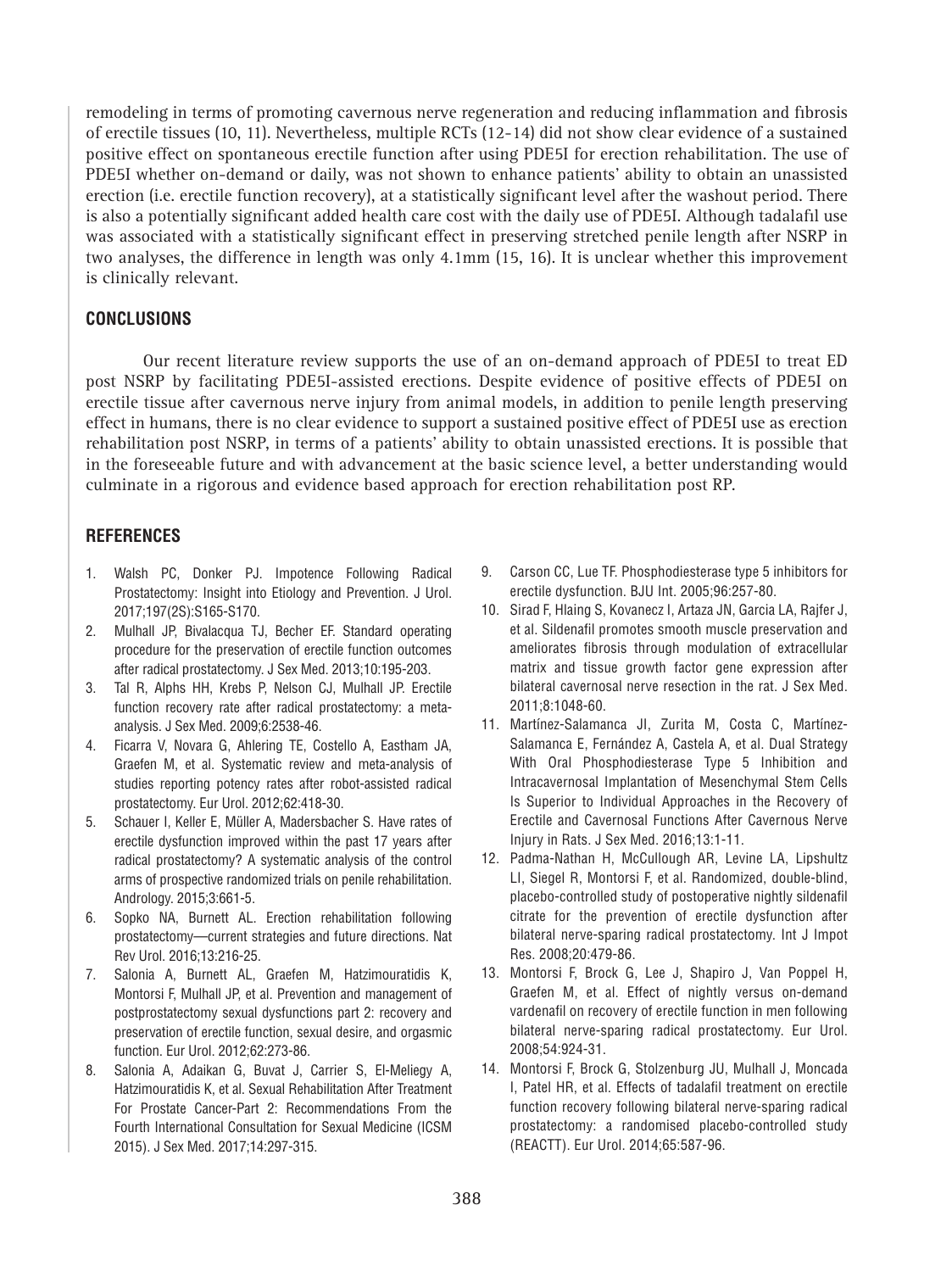remodeling in terms of promoting cavernous nerve regeneration and reducing inflammation and fibrosis of erectile tissues (10, 11). Nevertheless, multiple RCTs (12-14) did not show clear evidence of a sustained positive effect on spontaneous erectile function after using PDE5I for erection rehabilitation. The use of PDE5I whether on-demand or daily, was not shown to enhance patients' ability to obtain an unassisted erection (i.e. erectile function recovery), at a statistically significant level after the washout period. There is also a potentially significant added health care cost with the daily use of PDE5I. Although tadalafil use was associated with a statistically significant effect in preserving stretched penile length after NSRP in two analyses, the difference in length was only 4.1mm (15, 16). It is unclear whether this improvement is clinically relevant.

## CONCLUSIONS

Our recent literature review supports the use of an on-demand approach of PDE5I to treat ED post NSRP by facilitating PDE5I-assisted erections. Despite evidence of positive effects of PDE5I on erectile tissue after cavernous nerve injury from animal models, in addition to penile length preserving effect in humans, there is no clear evidence to support a sustained positive effect of PDE5I use as erection rehabilitation post NSRP, in terms of a patients' ability to obtain unassisted erections. It is possible that in the foreseeable future and with advancement at the basic science level, a better understanding would culminate in a rigorous and evidence based approach for erection rehabilitation post RP.

## REFERENCES

1. Walsh PC, Donker PJ. Impotence Following Radical Prostatectomy: Insight into Etiology and Prevention. J Urol. 2017;197(2S):S165-S170.
2. Mulhall JP, Bivalacqua TJ, Becher EF. Standard operating procedure for the preservation of erectile function outcomes after radical prostatectomy. J Sex Med. 2013;10:195-203.
3. Tal R, Alphs HH, Krebs P, Nelson CJ, Mulhall JP. Erectile function recovery rate after radical prostatectomy: a meta-analysis. J Sex Med. 2009;6:2538-46.
4. Ficarra V, Novara G, Ahlering TE, Costello A, Eastham JA, Graefen M, et al. Systematic review and meta-analysis of studies reporting potency rates after robot-assisted radical prostatectomy. Eur Urol. 2012;62:418-30.
5. Schauer I, Keller E, Müller A, Madersbacher S. Have rates of erectile dysfunction improved within the past 17 years after radical prostatectomy? A systematic analysis of the control arms of prospective randomized trials on penile rehabilitation. Andrology. 2015;3:661-5.
6. Sopko NA, Burnett AL. Erection rehabilitation following prostatectomy—current strategies and future directions. Nat Rev Urol. 2016;13:216-25.
7. Salonia A, Burnett AL, Graefen M, Hatzimouratidis K, Montorsi F, Mulhall JP, et al. Prevention and management of postprostatectomy sexual dysfunctions part 2: recovery and preservation of erectile function, sexual desire, and orgasmic function. Eur Urol. 2012;62:273-86.
8. Salonia A, Adaikan G, Buvat J, Carrier S, El-Meliegy A, Hatzimouratidis K, et al. Sexual Rehabilitation After Treatment For Prostate Cancer-Part 2: Recommendations From the Fourth International Consultation for Sexual Medicine (ICSM 2015). J Sex Med. 2017;14:297-315.
9. Carson CC, Lue TF. Phosphodiesterase type 5 inhibitors for erectile dysfunction. BJU Int. 2005;96:257-80.
10. Sirad F, Hlaing S, Kovanecz I, Artaza JN, Garcia LA, Rajfer J, et al. Sildenafil promotes smooth muscle preservation and ameliorates fibrosis through modulation of extracellular matrix and tissue growth factor gene expression after bilateral cavernosal nerve resection in the rat. J Sex Med. 2011;8:1048-60.
11. Martínez-Salamanca JI, Zurita M, Costa C, Martínez-Salamanca E, Fernández A, Castela A, et al. Dual Strategy With Oral Phosphodiesterase Type 5 Inhibition and Intracavernosal Implantation of Mesenchymal Stem Cells Is Superior to Individual Approaches in the Recovery of Erectile and Cavernosal Functions After Cavernous Nerve Injury in Rats. J Sex Med. 2016;13:1-11.
12. Padma-Nathan H, McCullough AR, Levine LA, Lipshultz LI, Siegel R, Montorsi F, et al. Randomized, double-blind, placebo-controlled study of postoperative nightly sildenafil citrate for the prevention of erectile dysfunction after bilateral nerve-sparing radical prostatectomy. Int J Impot Res. 2008;20:479-86.
13. Montorsi F, Brock G, Lee J, Shapiro J, Van Poppel H, Graefen M, et al. Effect of nightly versus on-demand vardenafil on recovery of erectile function in men following bilateral nerve-sparing radical prostatectomy. Eur Urol. 2008;54:924-31.
14. Montorsi F, Brock G, Stolzenburg JU, Mulhall J, Moncada I, Patel HR, et al. Effects of tadalafil treatment on erectile function recovery following bilateral nerve-sparing radical prostatectomy: a randomised placebo-controlled study (REACTT). Eur Urol. 2014;65:587-96.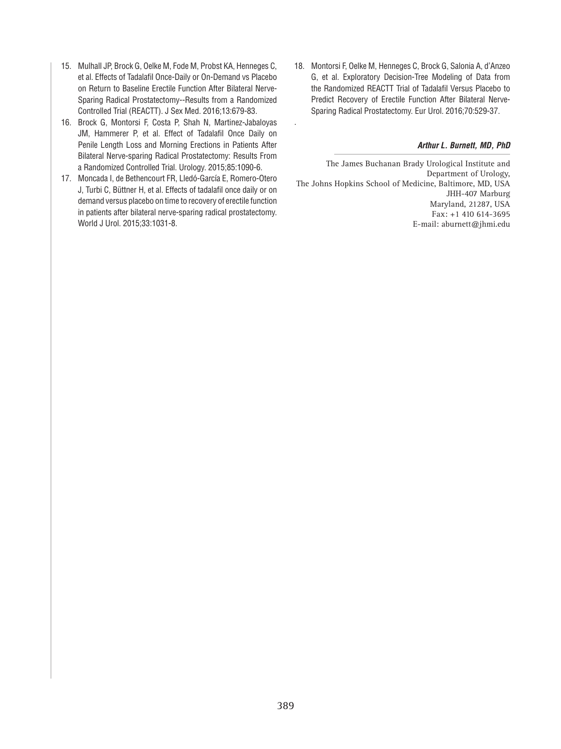15. Mulhall JP, Brock G, Oelke M, Fode M, Probst KA, Henneges C, et al. Effects of Tadalafil Once-Daily or On-Demand vs Placebo on Return to Baseline Erectile Function After Bilateral Nerve-Sparing Radical Prostatectomy--Results from a Randomized Controlled Trial (REACTT). J Sex Med. 2016;13:679-83.
16. Brock G, Montorsi F, Costa P, Shah N, Martinez-Jabaloyas JM, Hammerer P, et al. Effect of Tadalafil Once Daily on Penile Length Loss and Morning Erections in Patients After Bilateral Nerve-sparing Radical Prostatectomy: Results From a Randomized Controlled Trial. Urology. 2015;85:1090-6.
17. Moncada I, de Bethencourt FR, Lledó-García E, Romero-Otero J, Turbi C, Büttner H, et al. Effects of tadalafil once daily or on demand versus placebo on time to recovery of erectile function in patients after bilateral nerve-sparing radical prostatectomy. World J Urol. 2015;33:1031-8.
18. Montorsi F, Oelke M, Henneges C, Brock G, Salonia A, d'Anzeo G, et al. Exploratory Decision-Tree Modeling of Data from the Randomized REACTT Trial of Tadalafil Versus Placebo to Predict Recovery of Erectile Function After Bilateral Nerve-Sparing Radical Prostatectomy. Eur Urol. 2016;70:529-37.

***Arthur L. Burnett, MD, PhD***

The James Buchanan Brady Urological Institute and
Department of Urology,
The Johns Hopkins School of Medicine, Baltimore, MD, USA
JHH-407 Marburg
Maryland, 21287, USA
Fax: +1 410 614-3695
E-mail: aburnett@jhmi.edu